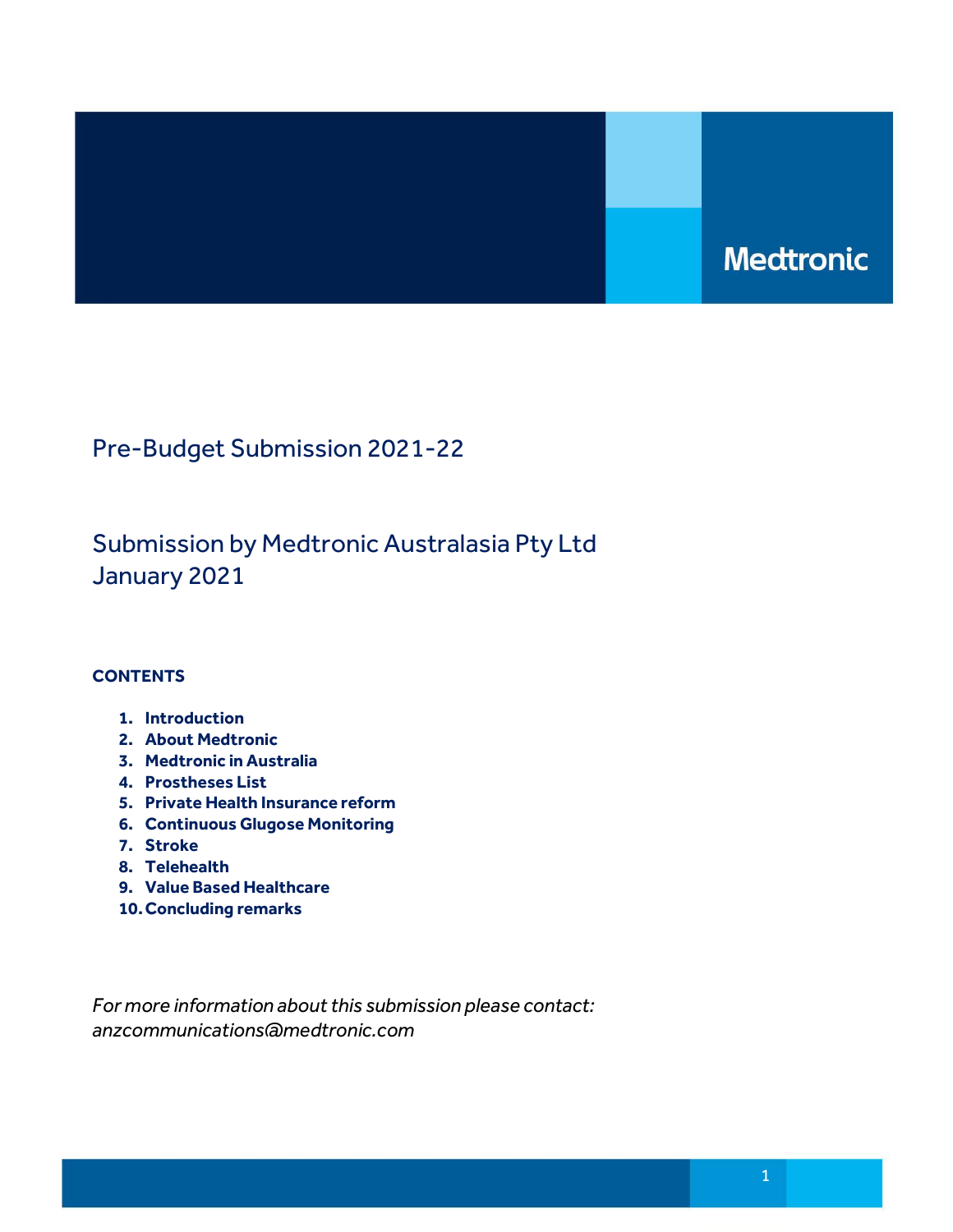Medtronic

# Pre-Budget Submission 2021-22

## Submission by Medtronic Australasia Pty Ltd
## January 2021

**CONTENTS**

1. **Introduction**
2. **About Medtronic**
3. **Medtronic in Australia**
4. **Prostheses List**
5. **Private Health Insurance reform**
6. **Continuous Glugose Monitoring**
7. **Stroke**
8. **Telehealth**
9. **Value Based Healthcare**
10. **Concluding remarks**

*For more information about this submission please contact: anzcommunications@medtronic.com*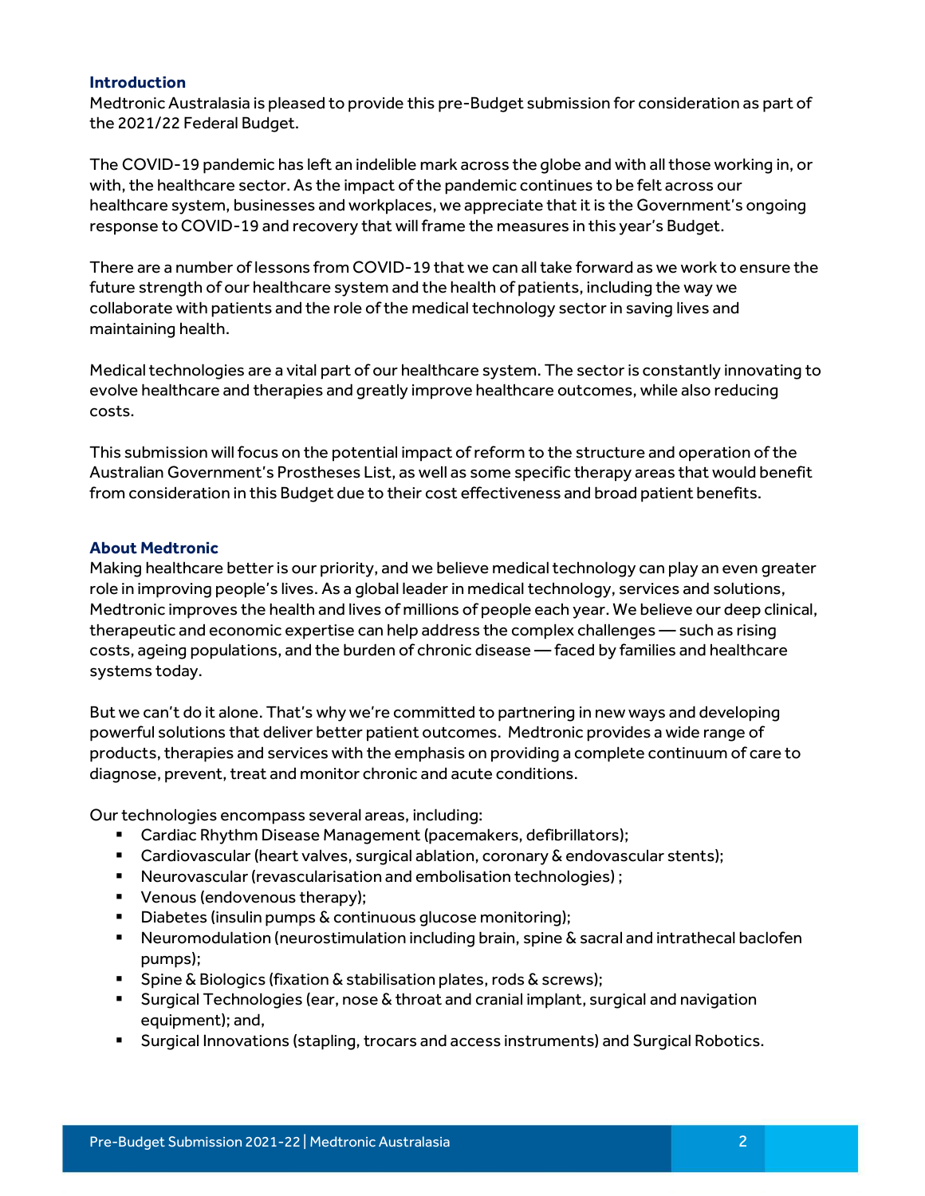## Introduction

Medtronic Australasia is pleased to provide this pre-Budget submission for consideration as part of the 2021/22 Federal Budget.

The COVID-19 pandemic has left an indelible mark across the globe and with all those working in, or with, the healthcare sector. As the impact of the pandemic continues to be felt across our healthcare system, businesses and workplaces, we appreciate that it is the Government's ongoing response to COVID-19 and recovery that will frame the measures in this year's Budget.

There are a number of lessons from COVID-19 that we can all take forward as we work to ensure the future strength of our healthcare system and the health of patients, including the way we collaborate with patients and the role of the medical technology sector in saving lives and maintaining health.

Medical technologies are a vital part of our healthcare system. The sector is constantly innovating to evolve healthcare and therapies and greatly improve healthcare outcomes, while also reducing costs.

This submission will focus on the potential impact of reform to the structure and operation of the Australian Government's Prostheses List, as well as some specific therapy areas that would benefit from consideration in this Budget due to their cost effectiveness and broad patient benefits.

## About Medtronic

Making healthcare better is our priority, and we believe medical technology can play an even greater role in improving people's lives. As a global leader in medical technology, services and solutions, Medtronic improves the health and lives of millions of people each year. We believe our deep clinical, therapeutic and economic expertise can help address the complex challenges — such as rising costs, ageing populations, and the burden of chronic disease — faced by families and healthcare systems today.

But we can't do it alone. That's why we're committed to partnering in new ways and developing powerful solutions that deliver better patient outcomes. Medtronic provides a wide range of products, therapies and services with the emphasis on providing a complete continuum of care to diagnose, prevent, treat and monitor chronic and acute conditions.

Our technologies encompass several areas, including:

- Cardiac Rhythm Disease Management (pacemakers, defibrillators);
- Cardiovascular (heart valves, surgical ablation, coronary & endovascular stents);
- Neurovascular (revascularisation and embolisation technologies) ;
- Venous (endovenous therapy);
- Diabetes (insulin pumps & continuous glucose monitoring);
- Neuromodulation (neurostimulation including brain, spine & sacral and intrathecal baclofen pumps);
- Spine & Biologics (fixation & stabilisation plates, rods & screws);
- Surgical Technologies (ear, nose & throat and cranial implant, surgical and navigation equipment); and,
- Surgical Innovations (stapling, trocars and access instruments) and Surgical Robotics.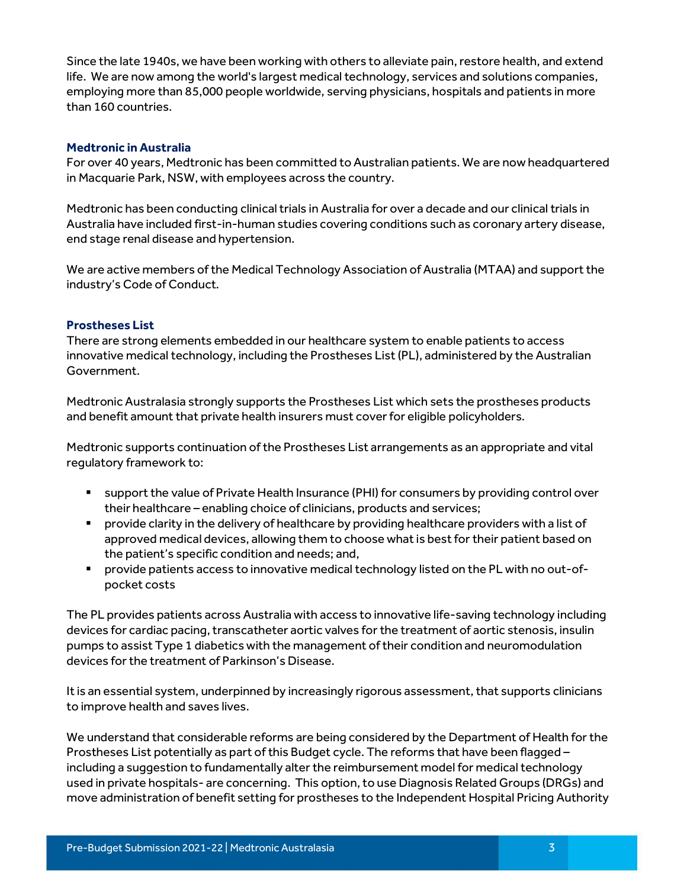Since the late 1940s, we have been working with others to alleviate pain, restore health, and extend life. We are now among the world's largest medical technology, services and solutions companies, employing more than 85,000 people worldwide, serving physicians, hospitals and patients in more than 160 countries.

### Medtronic in Australia

For over 40 years, Medtronic has been committed to Australian patients. We are now headquartered in Macquarie Park, NSW, with employees across the country.

Medtronic has been conducting clinical trials in Australia for over a decade and our clinical trials in Australia have included first-in-human studies covering conditions such as coronary artery disease, end stage renal disease and hypertension.

We are active members of the Medical Technology Association of Australia (MTAA) and support the industry's Code of Conduct.

### Prostheses List

There are strong elements embedded in our healthcare system to enable patients to access innovative medical technology, including the Prostheses List (PL), administered by the Australian Government.

Medtronic Australasia strongly supports the Prostheses List which sets the prostheses products and benefit amount that private health insurers must cover for eligible policyholders.

Medtronic supports continuation of the Prostheses List arrangements as an appropriate and vital regulatory framework to:

- support the value of Private Health Insurance (PHI) for consumers by providing control over their healthcare – enabling choice of clinicians, products and services;
- provide clarity in the delivery of healthcare by providing healthcare providers with a list of approved medical devices, allowing them to choose what is best for their patient based on the patient's specific condition and needs; and,
- provide patients access to innovative medical technology listed on the PL with no out-of-pocket costs

The PL provides patients across Australia with access to innovative life-saving technology including devices for cardiac pacing, transcatheter aortic valves for the treatment of aortic stenosis, insulin pumps to assist Type 1 diabetics with the management of their condition and neuromodulation devices for the treatment of Parkinson's Disease.

It is an essential system, underpinned by increasingly rigorous assessment, that supports clinicians to improve health and saves lives.

We understand that considerable reforms are being considered by the Department of Health for the Prostheses List potentially as part of this Budget cycle. The reforms that have been flagged – including a suggestion to fundamentally alter the reimbursement model for medical technology used in private hospitals- are concerning. This option, to use Diagnosis Related Groups (DRGs) and move administration of benefit setting for prostheses to the Independent Hospital Pricing Authority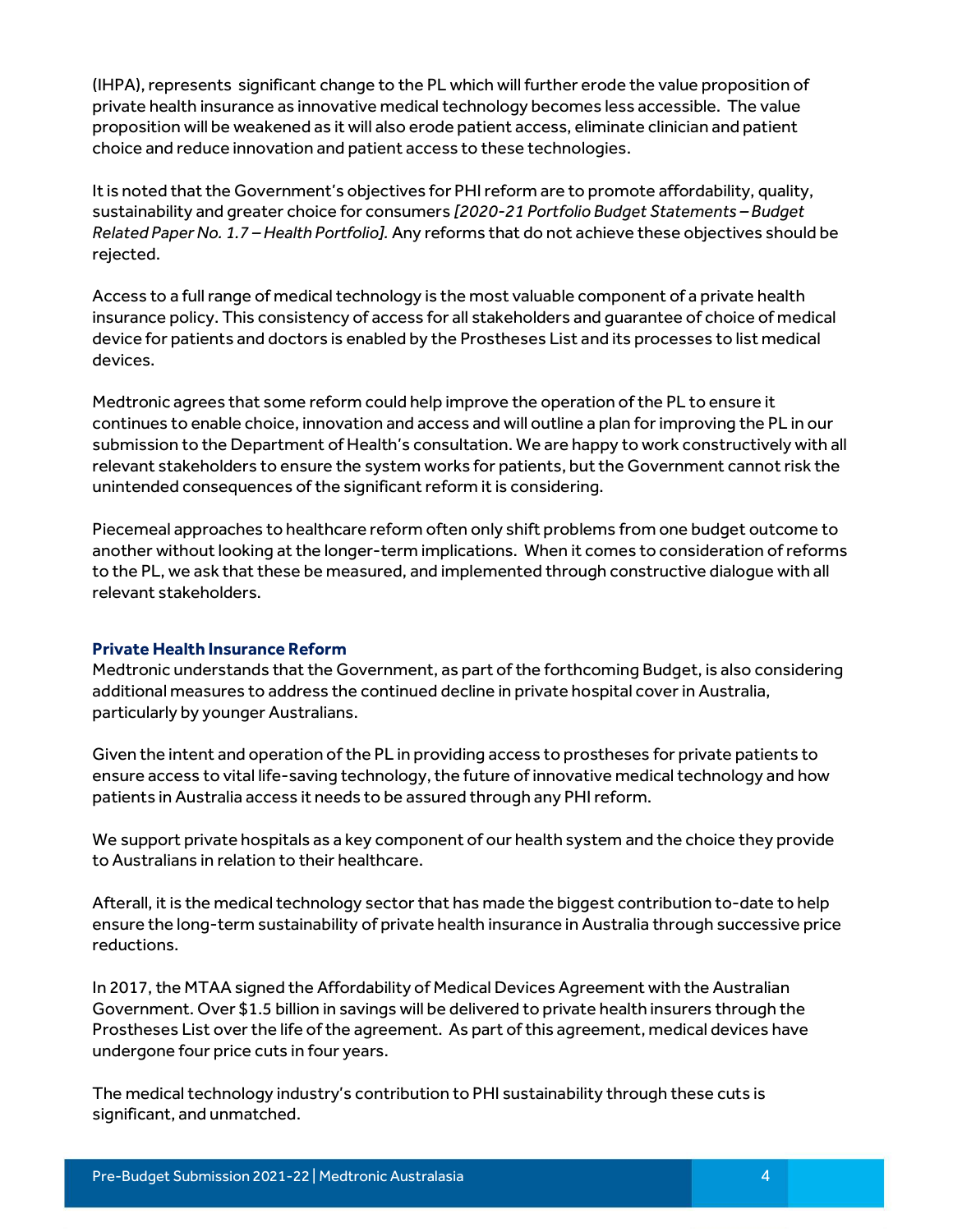(IHPA), represents significant change to the PL which will further erode the value proposition of private health insurance as innovative medical technology becomes less accessible. The value proposition will be weakened as it will also erode patient access, eliminate clinician and patient choice and reduce innovation and patient access to these technologies.

It is noted that the Government's objectives for PHI reform are to promote affordability, quality, sustainability and greater choice for consumers *[2020-21 Portfolio Budget Statements – Budget Related Paper No. 1.7 – Health Portfolio].* Any reforms that do not achieve these objectives should be rejected.

Access to a full range of medical technology is the most valuable component of a private health insurance policy. This consistency of access for all stakeholders and guarantee of choice of medical device for patients and doctors is enabled by the Prostheses List and its processes to list medical devices.

Medtronic agrees that some reform could help improve the operation of the PL to ensure it continues to enable choice, innovation and access and will outline a plan for improving the PL in our submission to the Department of Health's consultation. We are happy to work constructively with all relevant stakeholders to ensure the system works for patients, but the Government cannot risk the unintended consequences of the significant reform it is considering.

Piecemeal approaches to healthcare reform often only shift problems from one budget outcome to another without looking at the longer-term implications. When it comes to consideration of reforms to the PL, we ask that these be measured, and implemented through constructive dialogue with all relevant stakeholders.

### Private Health Insurance Reform

Medtronic understands that the Government, as part of the forthcoming Budget, is also considering additional measures to address the continued decline in private hospital cover in Australia, particularly by younger Australians.

Given the intent and operation of the PL in providing access to prostheses for private patients to ensure access to vital life-saving technology, the future of innovative medical technology and how patients in Australia access it needs to be assured through any PHI reform.

We support private hospitals as a key component of our health system and the choice they provide to Australians in relation to their healthcare.

Afterall, it is the medical technology sector that has made the biggest contribution to-date to help ensure the long-term sustainability of private health insurance in Australia through successive price reductions.

In 2017, the MTAA signed the Affordability of Medical Devices Agreement with the Australian Government. Over $1.5 billion in savings will be delivered to private health insurers through the Prostheses List over the life of the agreement. As part of this agreement, medical devices have undergone four price cuts in four years.

The medical technology industry's contribution to PHI sustainability through these cuts is significant, and unmatched.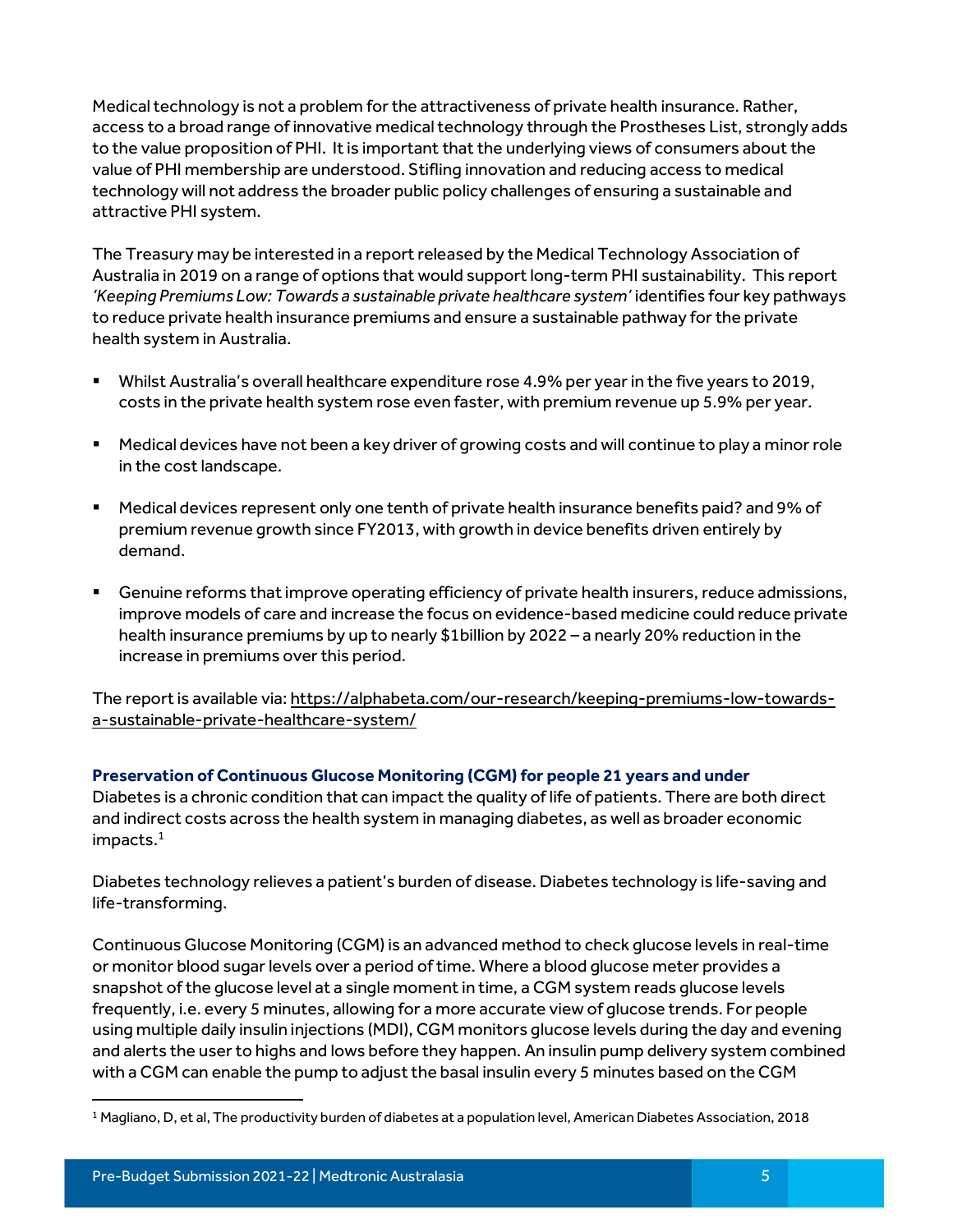Medical technology is not a problem for the attractiveness of private health insurance. Rather, access to a broad range of innovative medical technology through the Prostheses List, strongly adds to the value proposition of PHI. It is important that the underlying views of consumers about the value of PHI membership are understood. Stifling innovation and reducing access to medical technology will not address the broader public policy challenges of ensuring a sustainable and attractive PHI system.

The Treasury may be interested in a report released by the Medical Technology Association of Australia in 2019 on a range of options that would support long-term PHI sustainability. This report *'Keeping Premiums Low: Towards a sustainable private healthcare system'* identifies four key pathways to reduce private health insurance premiums and ensure a sustainable pathway for the private health system in Australia.

- Whilst Australia's overall healthcare expenditure rose 4.9% per year in the five years to 2019, costs in the private health system rose even faster, with premium revenue up 5.9% per year.
- Medical devices have not been a key driver of growing costs and will continue to play a minor role in the cost landscape.
- Medical devices represent only one tenth of private health insurance benefits paid? and 9% of premium revenue growth since FY2013, with growth in device benefits driven entirely by demand.
- Genuine reforms that improve operating efficiency of private health insurers, reduce admissions, improve models of care and increase the focus on evidence-based medicine could reduce private health insurance premiums by up to nearly $1billion by 2022 – a nearly 20% reduction in the increase in premiums over this period.

The report is available via: https://alphabeta.com/our-research/keeping-premiums-low-towards-a-sustainable-private-healthcare-system/

### Preservation of Continuous Glucose Monitoring (CGM) for people 21 years and under

Diabetes is a chronic condition that can impact the quality of life of patients. There are both direct and indirect costs across the health system in managing diabetes, as well as broader economic impacts.[1]

Diabetes technology relieves a patient's burden of disease. Diabetes technology is life-saving and life-transforming.

Continuous Glucose Monitoring (CGM) is an advanced method to check glucose levels in real-time or monitor blood sugar levels over a period of time. Where a blood glucose meter provides a snapshot of the glucose level at a single moment in time, a CGM system reads glucose levels frequently, i.e. every 5 minutes, allowing for a more accurate view of glucose trends. For people using multiple daily insulin injections (MDI), CGM monitors glucose levels during the day and evening and alerts the user to highs and lows before they happen. An insulin pump delivery system combined with a CGM can enable the pump to adjust the basal insulin every 5 minutes based on the CGM

---

[1] Magliano, D, et al, The productivity burden of diabetes at a population level, American Diabetes Association, 2018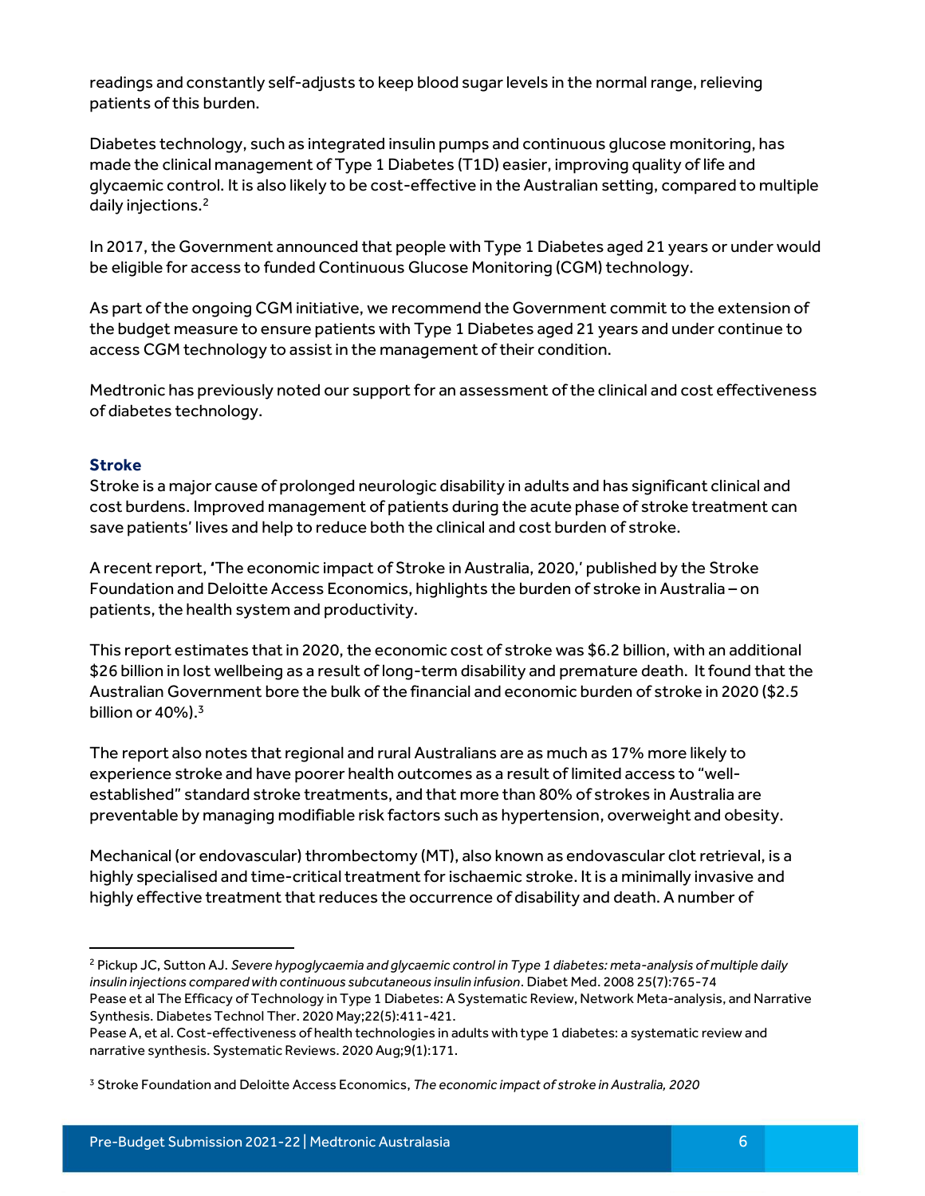readings and constantly self-adjusts to keep blood sugar levels in the normal range, relieving patients of this burden.

Diabetes technology, such as integrated insulin pumps and continuous glucose monitoring, has made the clinical management of Type 1 Diabetes (T1D) easier, improving quality of life and glycaemic control. It is also likely to be cost-effective in the Australian setting, compared to multiple daily injections.[2]

In 2017, the Government announced that people with Type 1 Diabetes aged 21 years or under would be eligible for access to funded Continuous Glucose Monitoring (CGM) technology.

As part of the ongoing CGM initiative, we recommend the Government commit to the extension of the budget measure to ensure patients with Type 1 Diabetes aged 21 years and under continue to access CGM technology to assist in the management of their condition.

Medtronic has previously noted our support for an assessment of the clinical and cost effectiveness of diabetes technology.

### Stroke

Stroke is a major cause of prolonged neurologic disability in adults and has significant clinical and cost burdens. Improved management of patients during the acute phase of stroke treatment can save patients' lives and help to reduce both the clinical and cost burden of stroke.

A recent report, 'The economic impact of Stroke in Australia, 2020,' published by the Stroke Foundation and Deloitte Access Economics, highlights the burden of stroke in Australia – on patients, the health system and productivity.

This report estimates that in 2020, the economic cost of stroke was $6.2 billion, with an additional $26 billion in lost wellbeing as a result of long-term disability and premature death. It found that the Australian Government bore the bulk of the financial and economic burden of stroke in 2020 ($2.5 billion or 40%).[3]

The report also notes that regional and rural Australians are as much as 17% more likely to experience stroke and have poorer health outcomes as a result of limited access to "well-established" standard stroke treatments, and that more than 80% of strokes in Australia are preventable by managing modifiable risk factors such as hypertension, overweight and obesity.

Mechanical (or endovascular) thrombectomy (MT), also known as endovascular clot retrieval, is a highly specialised and time-critical treatment for ischaemic stroke. It is a minimally invasive and highly effective treatment that reduces the occurrence of disability and death. A number of

---

[2] Pickup JC, Sutton AJ. *Severe hypoglycaemia and glycaemic control in Type 1 diabetes: meta-analysis of multiple daily insulin injections compared with continuous subcutaneous insulin infusion*. Diabet Med. 2008 25(7):765-74
Pease et al The Efficacy of Technology in Type 1 Diabetes: A Systematic Review, Network Meta-analysis, and Narrative Synthesis. Diabetes Technol Ther. 2020 May;22(5):411-421.
Pease A, et al. Cost-effectiveness of health technologies in adults with type 1 diabetes: a systematic review and narrative synthesis. Systematic Reviews. 2020 Aug;9(1):171.

[3] Stroke Foundation and Deloitte Access Economics, *The economic impact of stroke in Australia, 2020*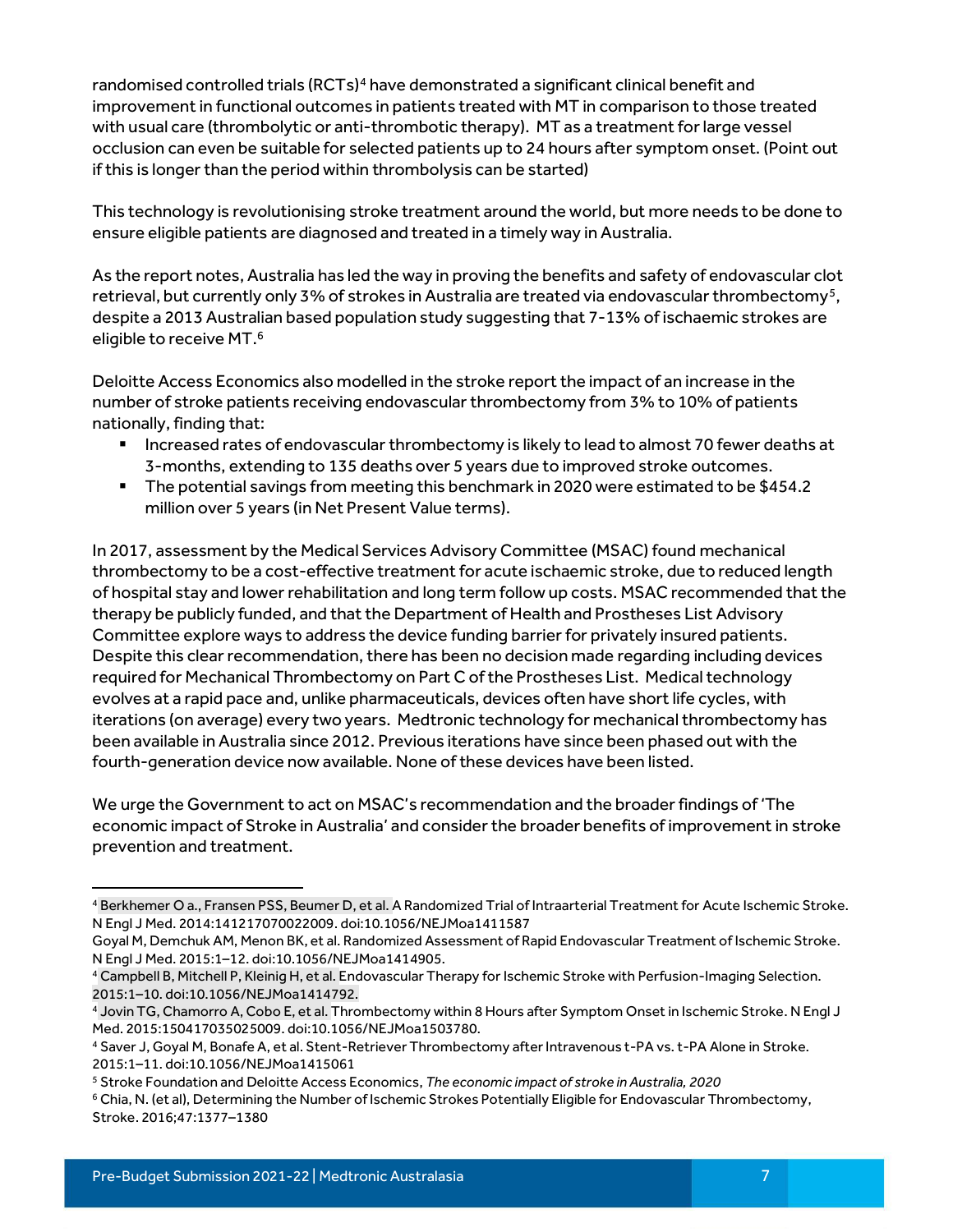randomised controlled trials (RCTs)[4] have demonstrated a significant clinical benefit and improvement in functional outcomes in patients treated with MT in comparison to those treated with usual care (thrombolytic or anti-thrombotic therapy). MT as a treatment for large vessel occlusion can even be suitable for selected patients up to 24 hours after symptom onset. (Point out if this is longer than the period within thrombolysis can be started)

This technology is revolutionising stroke treatment around the world, but more needs to be done to ensure eligible patients are diagnosed and treated in a timely way in Australia.

As the report notes, Australia has led the way in proving the benefits and safety of endovascular clot retrieval, but currently only 3% of strokes in Australia are treated via endovascular thrombectomy[5], despite a 2013 Australian based population study suggesting that 7-13% of ischaemic strokes are eligible to receive MT.[6]

Deloitte Access Economics also modelled in the stroke report the impact of an increase in the number of stroke patients receiving endovascular thrombectomy from 3% to 10% of patients nationally, finding that:

- Increased rates of endovascular thrombectomy is likely to lead to almost 70 fewer deaths at 3-months, extending to 135 deaths over 5 years due to improved stroke outcomes.
- The potential savings from meeting this benchmark in 2020 were estimated to be $454.2 million over 5 years (in Net Present Value terms).

In 2017, assessment by the Medical Services Advisory Committee (MSAC) found mechanical thrombectomy to be a cost-effective treatment for acute ischaemic stroke, due to reduced length of hospital stay and lower rehabilitation and long term follow up costs. MSAC recommended that the therapy be publicly funded, and that the Department of Health and Prostheses List Advisory Committee explore ways to address the device funding barrier for privately insured patients. Despite this clear recommendation, there has been no decision made regarding including devices required for Mechanical Thrombectomy on Part C of the Prostheses List. Medical technology evolves at a rapid pace and, unlike pharmaceuticals, devices often have short life cycles, with iterations (on average) every two years. Medtronic technology for mechanical thrombectomy has been available in Australia since 2012. Previous iterations have since been phased out with the fourth-generation device now available. None of these devices have been listed.

We urge the Government to act on MSAC's recommendation and the broader findings of 'The economic impact of Stroke in Australia' and consider the broader benefits of improvement in stroke prevention and treatment.

---

[4] Berkhemer O a., Fransen PSS, Beumer D, et al. A Randomized Trial of Intraarterial Treatment for Acute Ischemic Stroke. N Engl J Med. 2014:141217070022009. doi:10.1056/NEJMoa1411587

Goyal M, Demchuk AM, Menon BK, et al. Randomized Assessment of Rapid Endovascular Treatment of Ischemic Stroke. N Engl J Med. 2015:1–12. doi:10.1056/NEJMoa1414905.

[4] Campbell B, Mitchell P, Kleinig H, et al. Endovascular Therapy for Ischemic Stroke with Perfusion-Imaging Selection. 2015:1–10. doi:10.1056/NEJMoa1414792.

[4] Jovin TG, Chamorro A, Cobo E, et al. Thrombectomy within 8 Hours after Symptom Onset in Ischemic Stroke. N Engl J Med. 2015:150417035025009. doi:10.1056/NEJMoa1503780.

[4] Saver J, Goyal M, Bonafe A, et al. Stent-Retriever Thrombectomy after Intravenous t-PA vs. t-PA Alone in Stroke. 2015:1–11. doi:10.1056/NEJMoa1415061

[5] Stroke Foundation and Deloitte Access Economics, *The economic impact of stroke in Australia, 2020*

[6] Chia, N. (et al), Determining the Number of Ischemic Strokes Potentially Eligible for Endovascular Thrombectomy, Stroke. 2016;47:1377–1380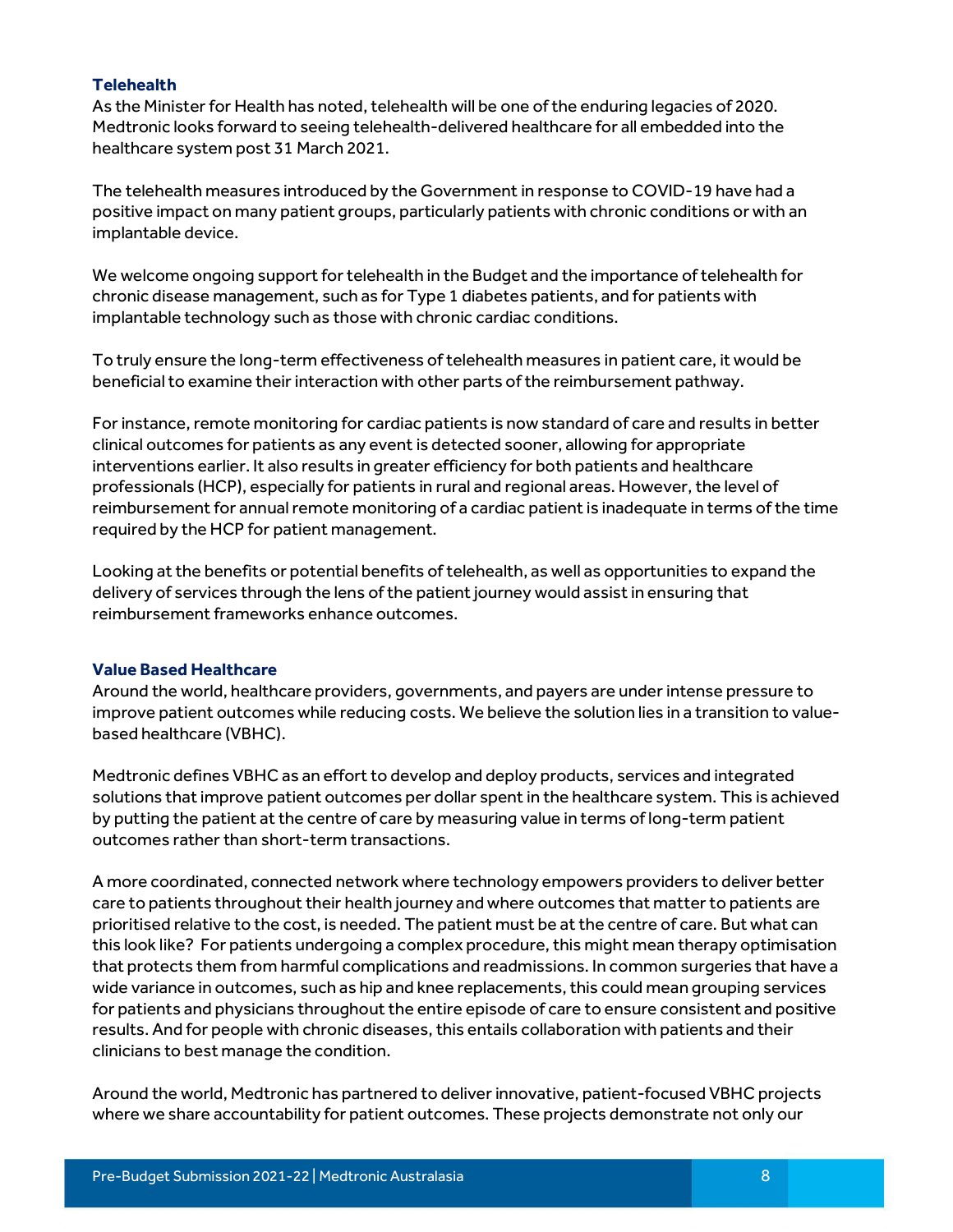### Telehealth

As the Minister for Health has noted, telehealth will be one of the enduring legacies of 2020. Medtronic looks forward to seeing telehealth-delivered healthcare for all embedded into the healthcare system post 31 March 2021.

The telehealth measures introduced by the Government in response to COVID-19 have had a positive impact on many patient groups, particularly patients with chronic conditions or with an implantable device.

We welcome ongoing support for telehealth in the Budget and the importance of telehealth for chronic disease management, such as for Type 1 diabetes patients, and for patients with implantable technology such as those with chronic cardiac conditions.

To truly ensure the long-term effectiveness of telehealth measures in patient care, it would be beneficial to examine their interaction with other parts of the reimbursement pathway.

For instance, remote monitoring for cardiac patients is now standard of care and results in better clinical outcomes for patients as any event is detected sooner, allowing for appropriate interventions earlier. It also results in greater efficiency for both patients and healthcare professionals (HCP), especially for patients in rural and regional areas. However, the level of reimbursement for annual remote monitoring of a cardiac patient is inadequate in terms of the time required by the HCP for patient management.

Looking at the benefits or potential benefits of telehealth, as well as opportunities to expand the delivery of services through the lens of the patient journey would assist in ensuring that reimbursement frameworks enhance outcomes.

### Value Based Healthcare

Around the world, healthcare providers, governments, and payers are under intense pressure to improve patient outcomes while reducing costs. We believe the solution lies in a transition to value-based healthcare (VBHC).

Medtronic defines VBHC as an effort to develop and deploy products, services and integrated solutions that improve patient outcomes per dollar spent in the healthcare system. This is achieved by putting the patient at the centre of care by measuring value in terms of long-term patient outcomes rather than short-term transactions.

A more coordinated, connected network where technology empowers providers to deliver better care to patients throughout their health journey and where outcomes that matter to patients are prioritised relative to the cost, is needed. The patient must be at the centre of care. But what can this look like? For patients undergoing a complex procedure, this might mean therapy optimisation that protects them from harmful complications and readmissions. In common surgeries that have a wide variance in outcomes, such as hip and knee replacements, this could mean grouping services for patients and physicians throughout the entire episode of care to ensure consistent and positive results. And for people with chronic diseases, this entails collaboration with patients and their clinicians to best manage the condition.

Around the world, Medtronic has partnered to deliver innovative, patient-focused VBHC projects where we share accountability for patient outcomes. These projects demonstrate not only our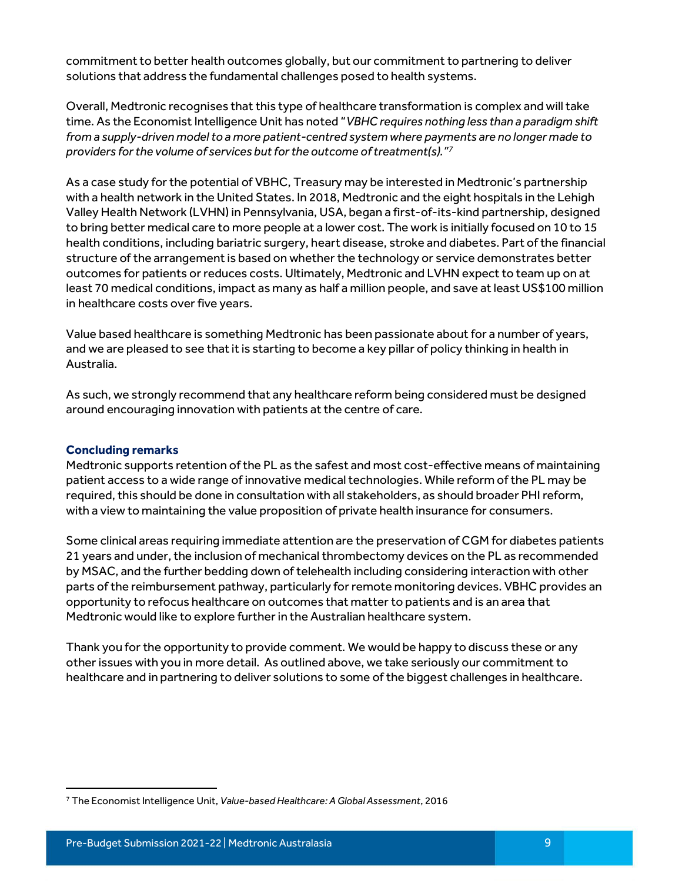commitment to better health outcomes globally, but our commitment to partnering to deliver solutions that address the fundamental challenges posed to health systems.

Overall, Medtronic recognises that this type of healthcare transformation is complex and will take time. As the Economist Intelligence Unit has noted "*VBHC requires nothing less than a paradigm shift from a supply-driven model to a more patient-centred system where payments are no longer made to providers for the volume of services but for the outcome of treatment(s).*"[7]

As a case study for the potential of VBHC, Treasury may be interested in Medtronic's partnership with a health network in the United States. In 2018, Medtronic and the eight hospitals in the Lehigh Valley Health Network (LVHN) in Pennsylvania, USA, began a first-of-its-kind partnership, designed to bring better medical care to more people at a lower cost. The work is initially focused on 10 to 15 health conditions, including bariatric surgery, heart disease, stroke and diabetes. Part of the financial structure of the arrangement is based on whether the technology or service demonstrates better outcomes for patients or reduces costs. Ultimately, Medtronic and LVHN expect to team up on at least 70 medical conditions, impact as many as half a million people, and save at least US$100 million in healthcare costs over five years.

Value based healthcare is something Medtronic has been passionate about for a number of years, and we are pleased to see that it is starting to become a key pillar of policy thinking in health in Australia.

As such, we strongly recommend that any healthcare reform being considered must be designed around encouraging innovation with patients at the centre of care.

### Concluding remarks

Medtronic supports retention of the PL as the safest and most cost-effective means of maintaining patient access to a wide range of innovative medical technologies. While reform of the PL may be required, this should be done in consultation with all stakeholders, as should broader PHI reform, with a view to maintaining the value proposition of private health insurance for consumers.

Some clinical areas requiring immediate attention are the preservation of CGM for diabetes patients 21 years and under, the inclusion of mechanical thrombectomy devices on the PL as recommended by MSAC, and the further bedding down of telehealth including considering interaction with other parts of the reimbursement pathway, particularly for remote monitoring devices. VBHC provides an opportunity to refocus healthcare on outcomes that matter to patients and is an area that Medtronic would like to explore further in the Australian healthcare system.

Thank you for the opportunity to provide comment. We would be happy to discuss these or any other issues with you in more detail. As outlined above, we take seriously our commitment to healthcare and in partnering to deliver solutions to some of the biggest challenges in healthcare.

---

[7] The Economist Intelligence Unit, *Value-based Healthcare: A Global Assessment*, 2016